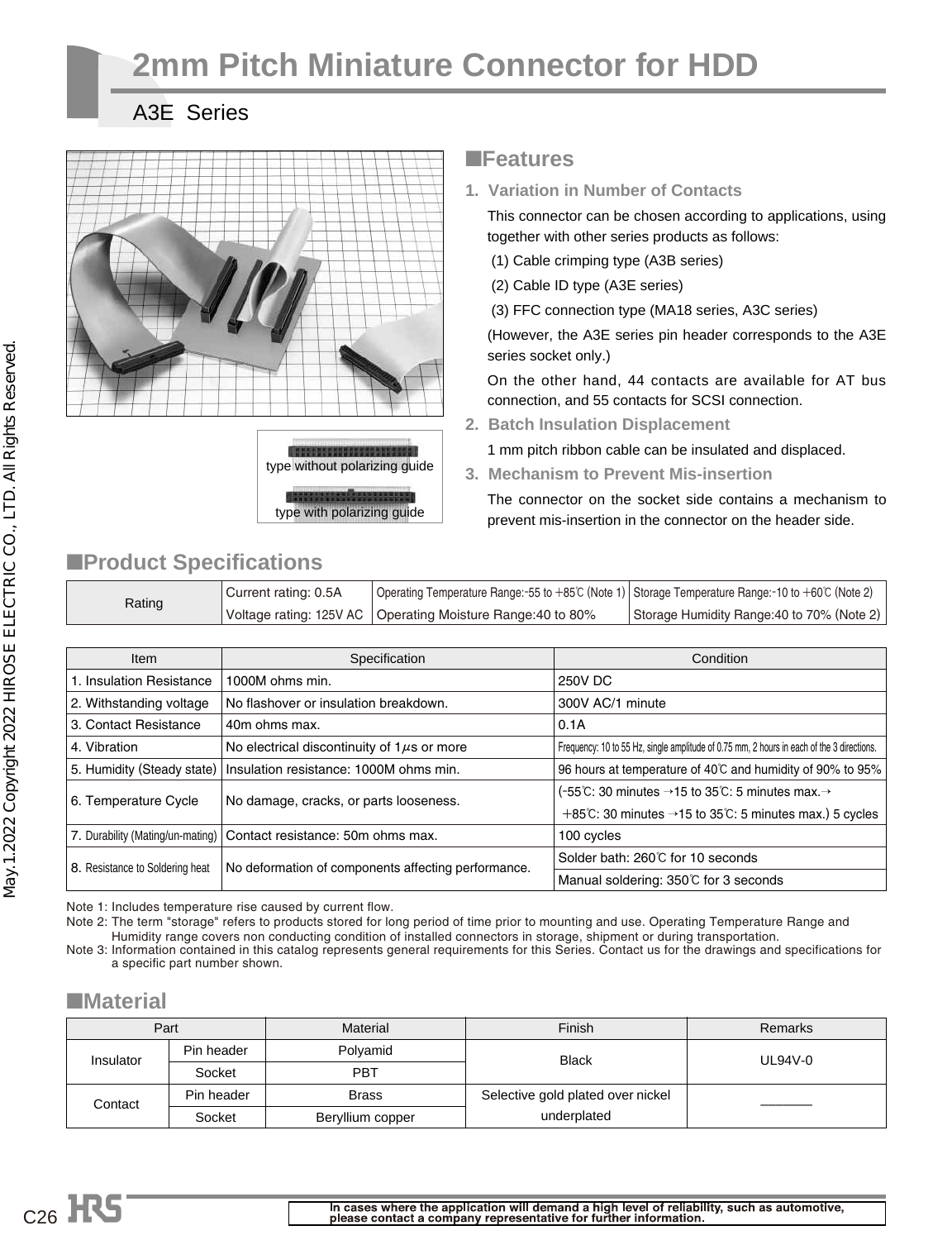# 2mm Pitch Miniature Connector for HDD

## A3E Series

type without polarizing guide

type with polarizing guide

## ■Features

**1. Variation in Number of Contacts**

This connector can be chosen according to applications, using together with other series products as follows:

(1) Cable crimping type (A3B series)

(2) Cable ID type (A3E series)

(3) FFC connection type (MA18 series, A3C series)

(However, the A3E series pin header corresponds to the A3E series socket only.)

On the other hand, 44 contacts are available for AT bus connection, and 55 contacts for SCSI connection.

**2. Batch Insulation Displacement**

1 mm pitch ribbon cable can be insulated and displaced.

**3. Mechanism to Prevent Mis-insertion**

The connector on the socket side contains a mechanism to prevent mis-insertion in the connector on the header side.

## ■Product Specifications

| Rating | Current rating: 0.5A | Operating Temperature Range:-55 to +85℃ (Note 1) | Storage Temperature Range:-10 to +60℃ (Note 2) |
|---|---|---|---|
| | Voltage rating: 125V AC | Operating Moisture Range:40 to 80% | Storage Humidity Range:40 to 70% (Note 2) |

| Item | Specification | Condition |
|---|---|---|
| 1. Insulation Resistance | 1000M ohms min. | 250V DC |
| 2. Withstanding voltage | No flashover or insulation breakdown. | 300V AC/1 minute |
| 3. Contact Resistance | 40m ohms max. | 0.1A |
| 4. Vibration | No electrical discontinuity of 1$\mu$s or more | Frequency: 10 to 55 Hz, single amplitude of 0.75 mm, 2 hours in each of the 3 directions. |
| 5. Humidity (Steady state) | Insulation resistance: 1000M ohms min. | 96 hours at temperature of 40℃ and humidity of 90% to 95% |
| 6. Temperature Cycle | No damage, cracks, or parts looseness. | (-55℃: 30 minutes →15 to 35℃: 5 minutes max.→ +85℃: 30 minutes →15 to 35℃: 5 minutes max.) 5 cycles |
| 7. Durability (Mating/un-mating) | Contact resistance: 50m ohms max. | 100 cycles |
| 8. Resistance to Soldering heat | No deformation of components affecting performance. | Solder bath: 260℃ for 10 seconds |
| | | Manual soldering: 350℃ for 3 seconds |

Note 1: Includes temperature rise caused by current flow.

Note 2: The term "storage" refers to products stored for long period of time prior to mounting and use. Operating Temperature Range and Humidity range covers non conducting condition of installed connectors in storage, shipment or during transportation.

Note 3: Information contained in this catalog represents general requirements for this Series. Contact us for the drawings and specifications for a specific part number shown.

## ■Material

| Part | | Material | Finish | Remarks |
|---|---|---|---|---|
| Insulator | Pin header | Polyamid | Black | UL94V-0 |
| | Socket | PBT | | |
| Contact | Pin header | Brass | Selective gold plated over nickel underplated | ――― |
| | Socket | Beryllium copper | | |

In cases where the application will demand a high level of reliability, such as automotive, please contact a company representative for further information.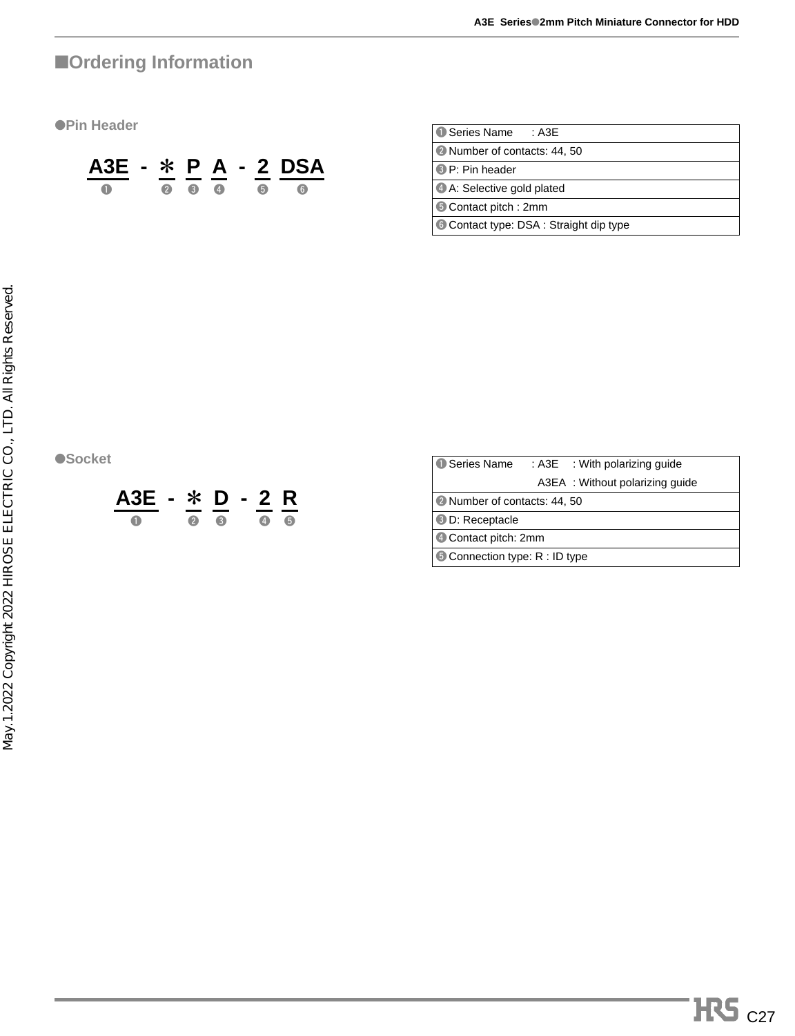## ■Ordering Information

### ●Pin Header

**A3E - ∗ P A - 2 DSA**
❶ ❷ ❸ ❹ ❺ ❻

| ❶ Series Name : A3E |
|---|
| ❷ Number of contacts: 44, 50 |
| ❸ P: Pin header |
| ❹ A: Selective gold plated |
| ❺ Contact pitch : 2mm |
| ❻ Contact type: DSA : Straight dip type |

### ●Socket

**A3E - ∗ D - 2 R**
❶ ❷ ❸ ❹ ❺

| ❶ Series Name : A3E : With polarizing guide<br>A3EA : Without polarizing guide |
|---|
| ❷ Number of contacts: 44, 50 |
| ❸ D: Receptacle |
| ❹ Contact pitch: 2mm |
| ❺ Connection type: R : ID type |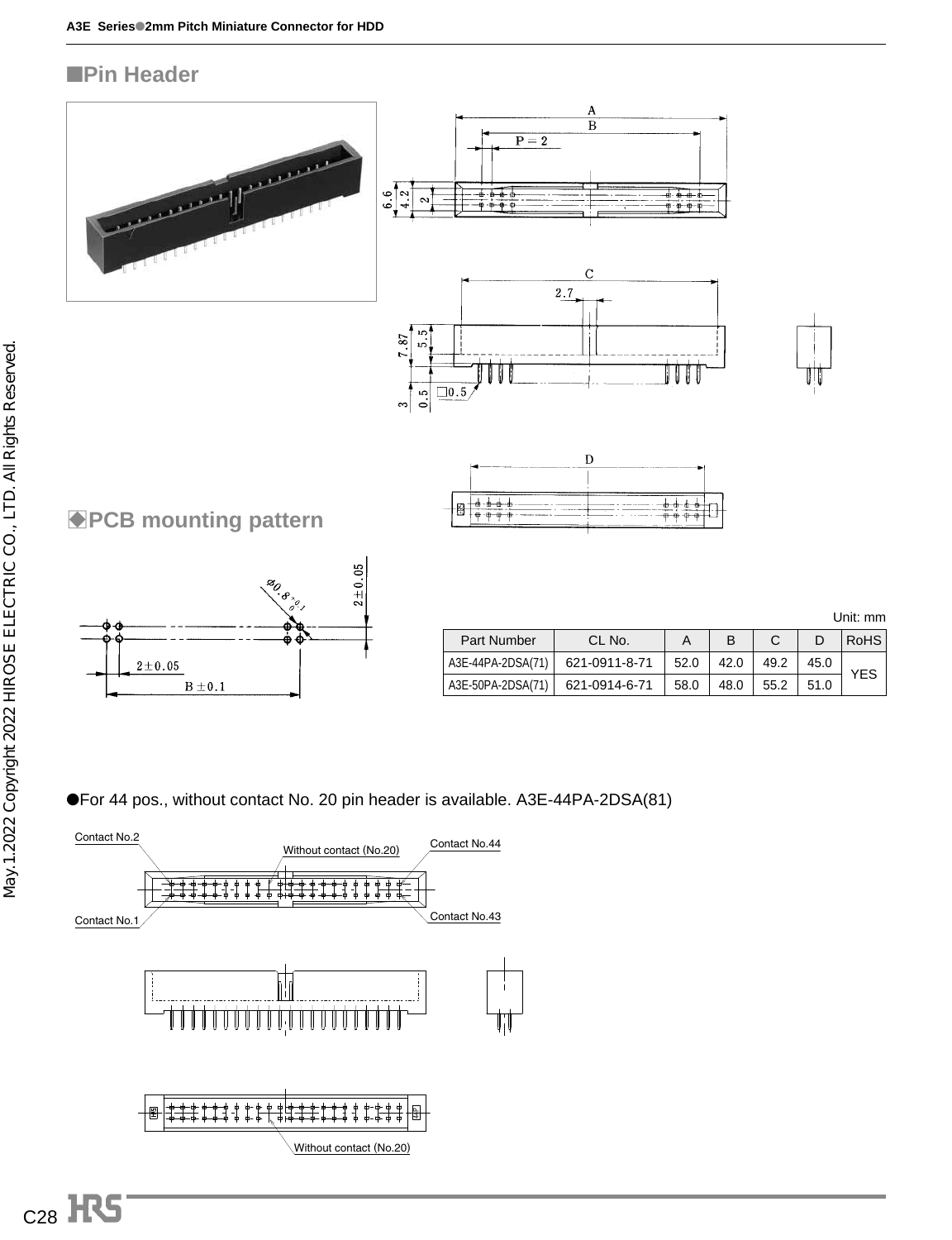## ■Pin Header

## ◆PCB mounting pattern

Unit: mm

| Part Number | CL No. | A | B | C | D | RoHS |
|---|---|---|---|---|---|---|
| A3E-44PA-2DSA(71) | 621-0911-8-71 | 52.0 | 42.0 | 49.2 | 45.0 | YES |
| A3E-50PA-2DSA(71) | 621-0914-6-71 | 58.0 | 48.0 | 55.2 | 51.0 | |

●For 44 pos., without contact No. 20 pin header is available. A3E-44PA-2DSA(81)

Contact No.2

Without contact (No.20)

Contact No.44

Contact No.1

Contact No.43

Without contact (No.20)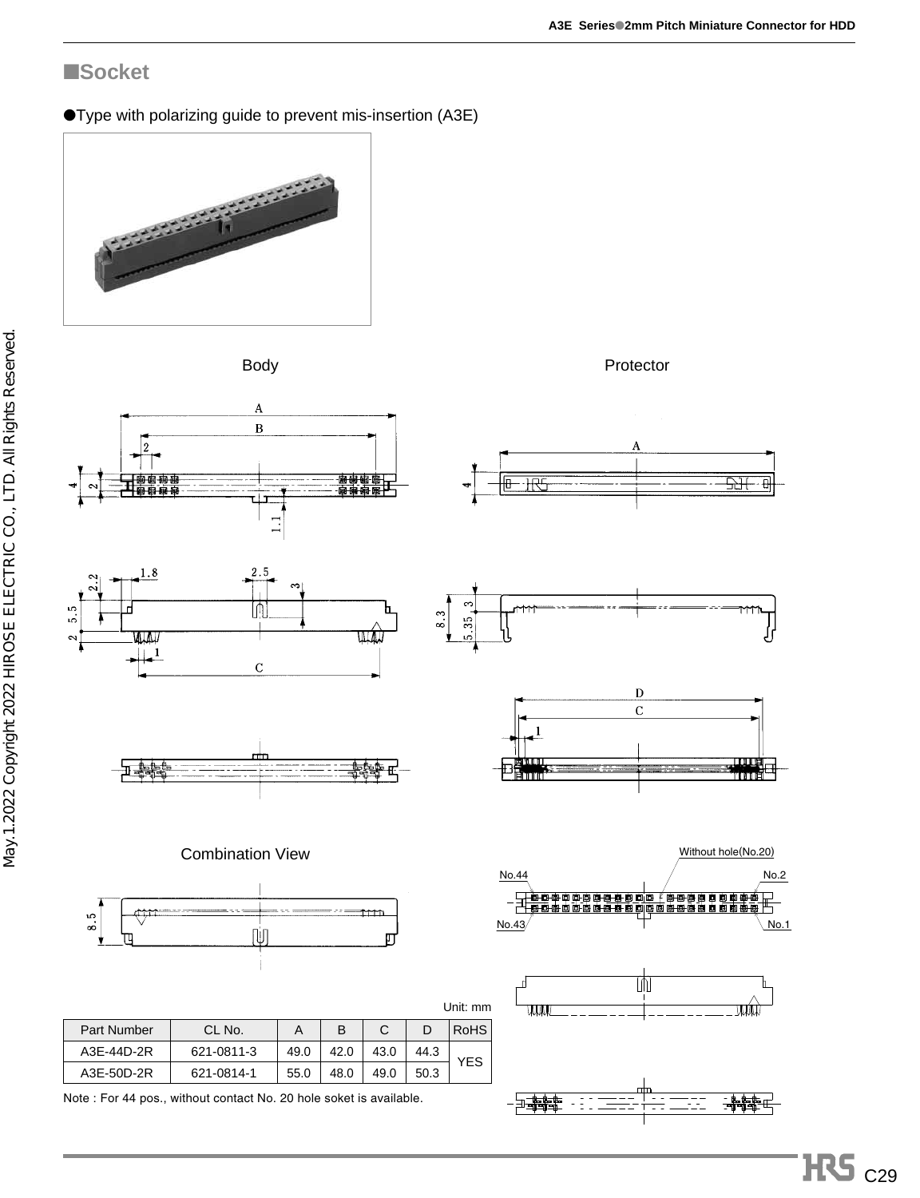## ■Socket

●Type with polarizing guide to prevent mis-insertion (A3E)

Body

Protector

Combination View

Without hole(No.20)

No.44 No.2

No.43 No.1

Unit: mm

| Part Number | CL No. | A | B | C | D | RoHS |
|---|---|---|---|---|---|---|
| A3E-44D-2R | 621-0811-3 | 49.0 | 42.0 | 43.0 | 44.3 | YES |
| A3E-50D-2R | 621-0814-1 | 55.0 | 48.0 | 49.0 | 50.3 | |

Note : For 44 pos., without contact No. 20 hole soket is available.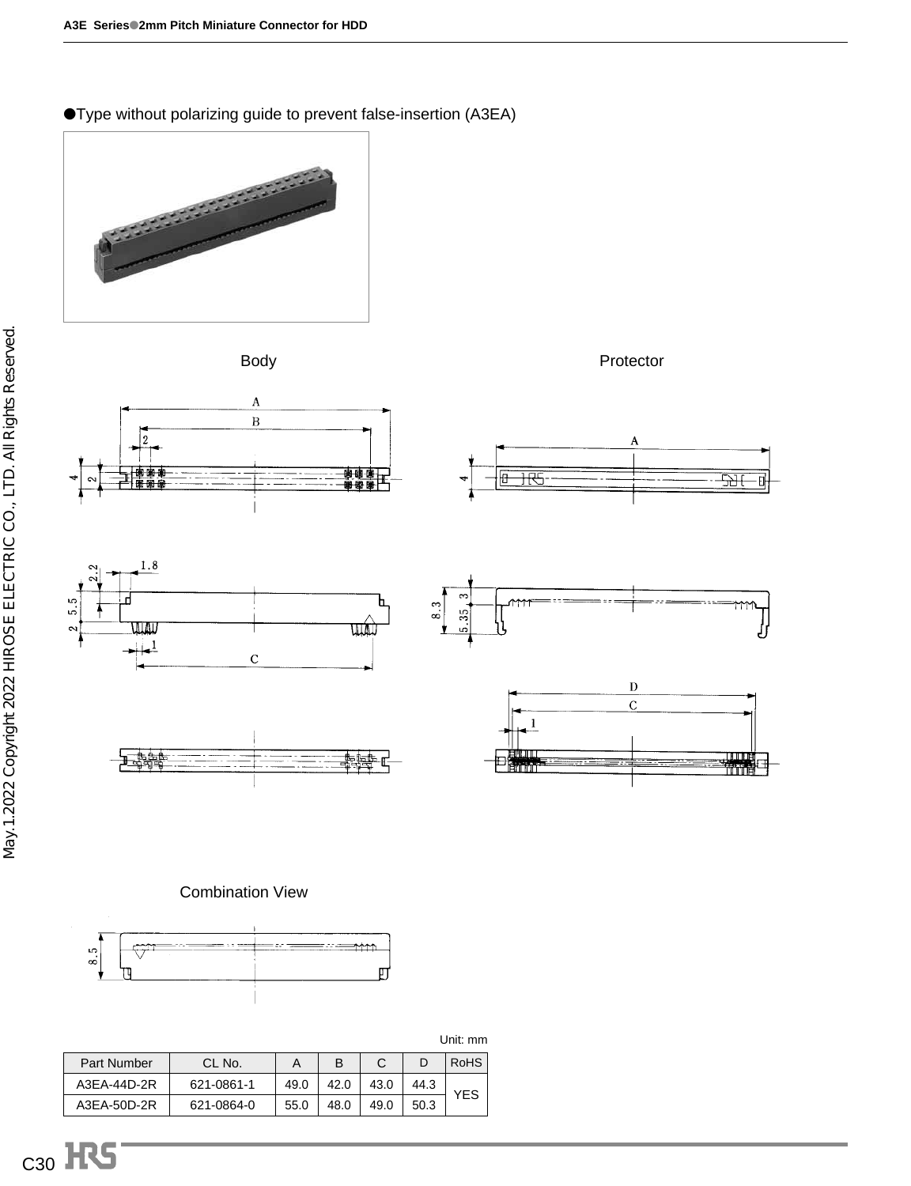●Type without polarizing guide to prevent false-insertion (A3EA)

Body

Protector

Combination View

Unit: mm

| Part Number | CL No. | A | B | C | D | RoHS |
|---|---|---|---|---|---|---|
| A3EA-44D-2R | 621-0861-1 | 49.0 | 42.0 | 43.0 | 44.3 | YES |
| A3EA-50D-2R | 621-0864-0 | 55.0 | 48.0 | 49.0 | 50.3 | |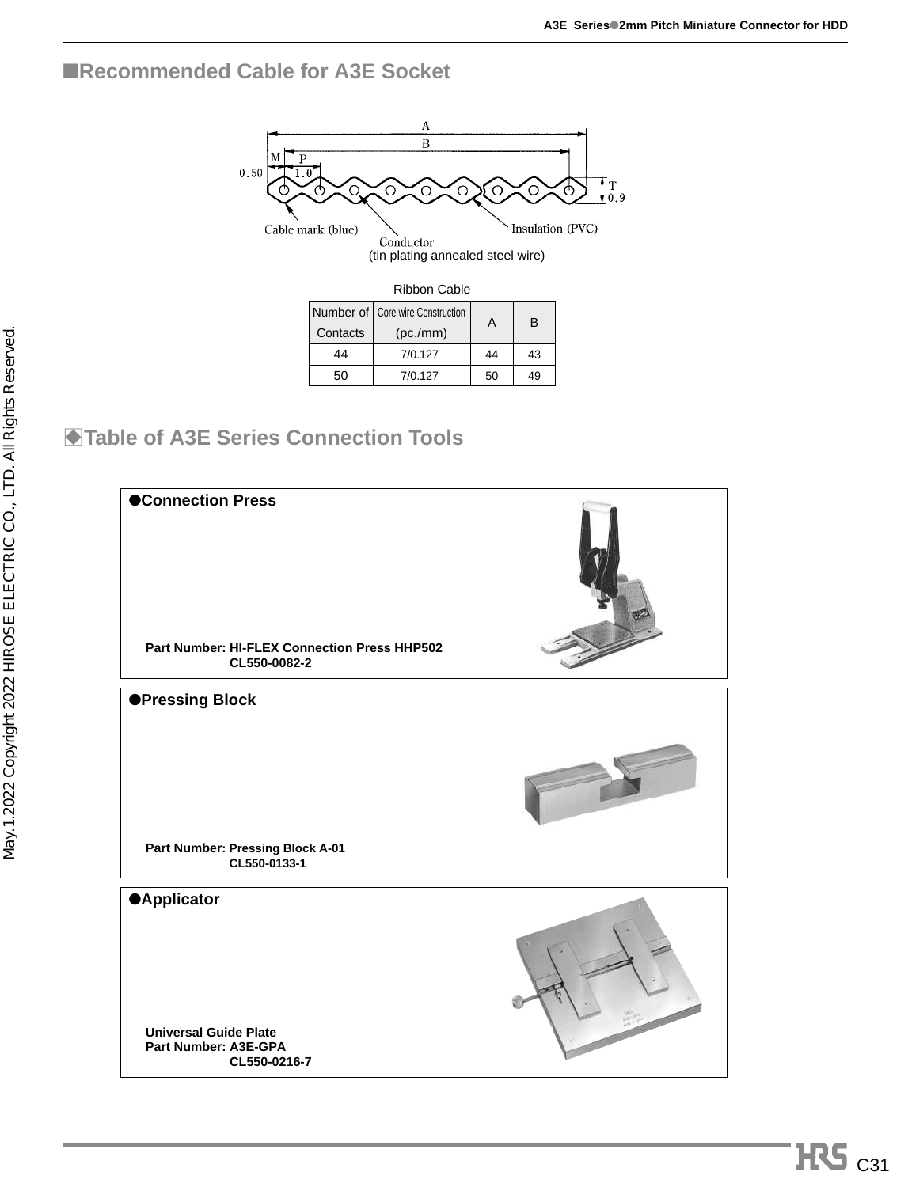## ■Recommended Cable for A3E Socket

A
B
M P
0.50 1.0
T 0.9
Cable mark (blue)
Conductor
(tin plating annealed steel wire)
Insulation (PVC)

Ribbon Cable

| Number of Contacts | Core wire Construction (pc./mm) | A | B |
|---|---|---|---|
| 44 | 7/0.127 | 44 | 43 |
| 50 | 7/0.127 | 50 | 49 |

## ◈Table of A3E Series Connection Tools

**●Connection Press**

**Part Number: HI-FLEX Connection Press HHP502**
**CL550-0082-2**

**●Pressing Block**

**Part Number: Pressing Block A-01**
**CL550-0133-1**

**●Applicator**

**Universal Guide Plate**
**Part Number: A3E-GPA**
**CL550-0216-7**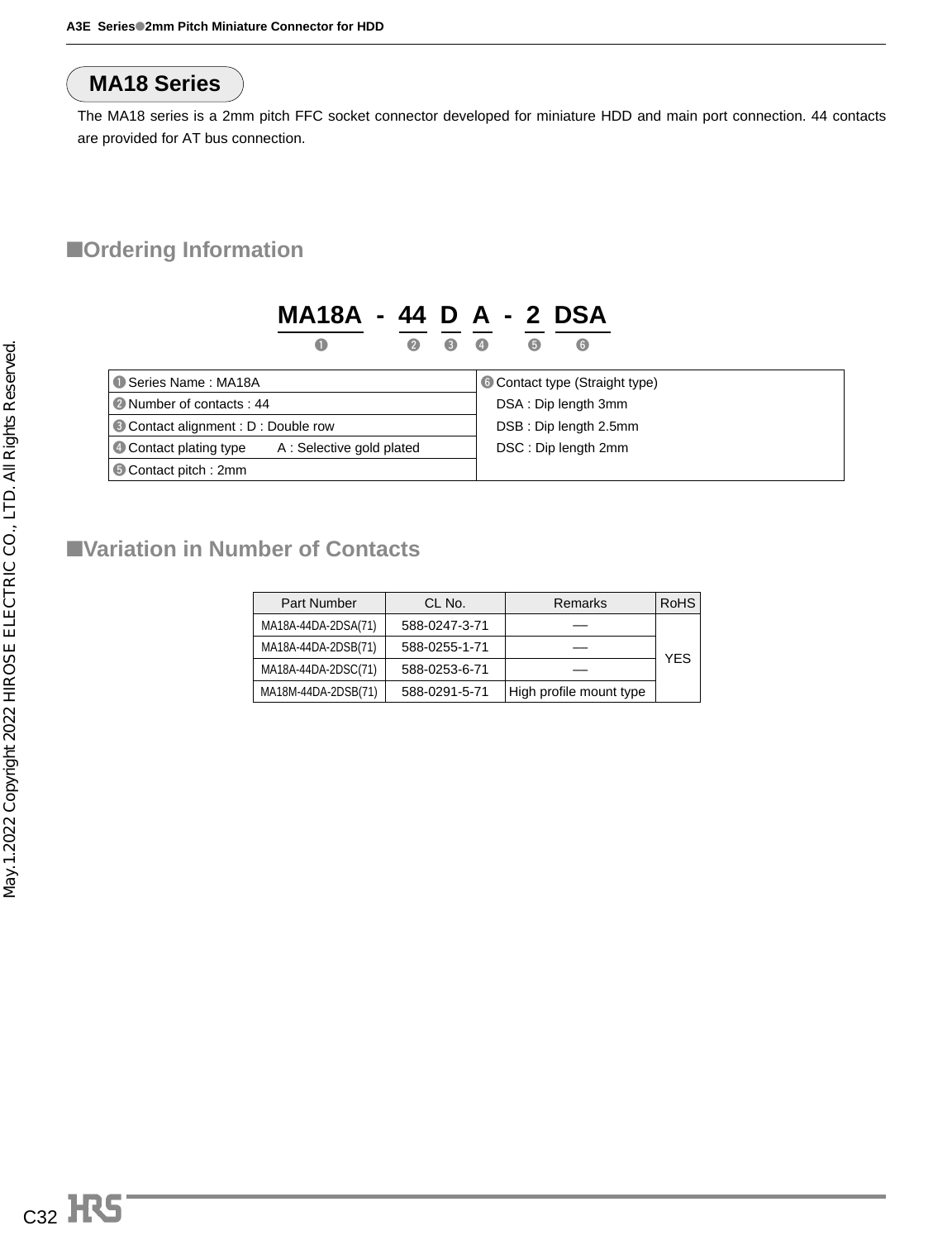## MA18 Series

The MA18 series is a 2mm pitch FFC socket connector developed for miniature HDD and main port connection. 44 contacts are provided for AT bus connection.

## ■Ordering Information

**MA18A - 44 D A - 2 DSA**

❶ ❷ ❸ ❹ ❺ ❻

| | |
|---|---|
| ❶ Series Name : MA18A | ❻ Contact type (Straight type) DSA : Dip length 3mm DSB : Dip length 2.5mm DSC : Dip length 2mm |
| ❷ Number of contacts : 44 | |
| ❸ Contact alignment : D : Double row | |
| ❹ Contact plating type A : Selective gold plated | |
| ❺ Contact pitch : 2mm | |

## ■Variation in Number of Contacts

| Part Number | CL No. | Remarks | RoHS |
|---|---|---|---|
| MA18A-44DA-2DSA(71) | 588-0247-3-71 | — | YES |
| MA18A-44DA-2DSB(71) | 588-0255-1-71 | — | |
| MA18A-44DA-2DSC(71) | 588-0253-6-71 | — | |
| MA18M-44DA-2DSB(71) | 588-0291-5-71 | High profile mount type | |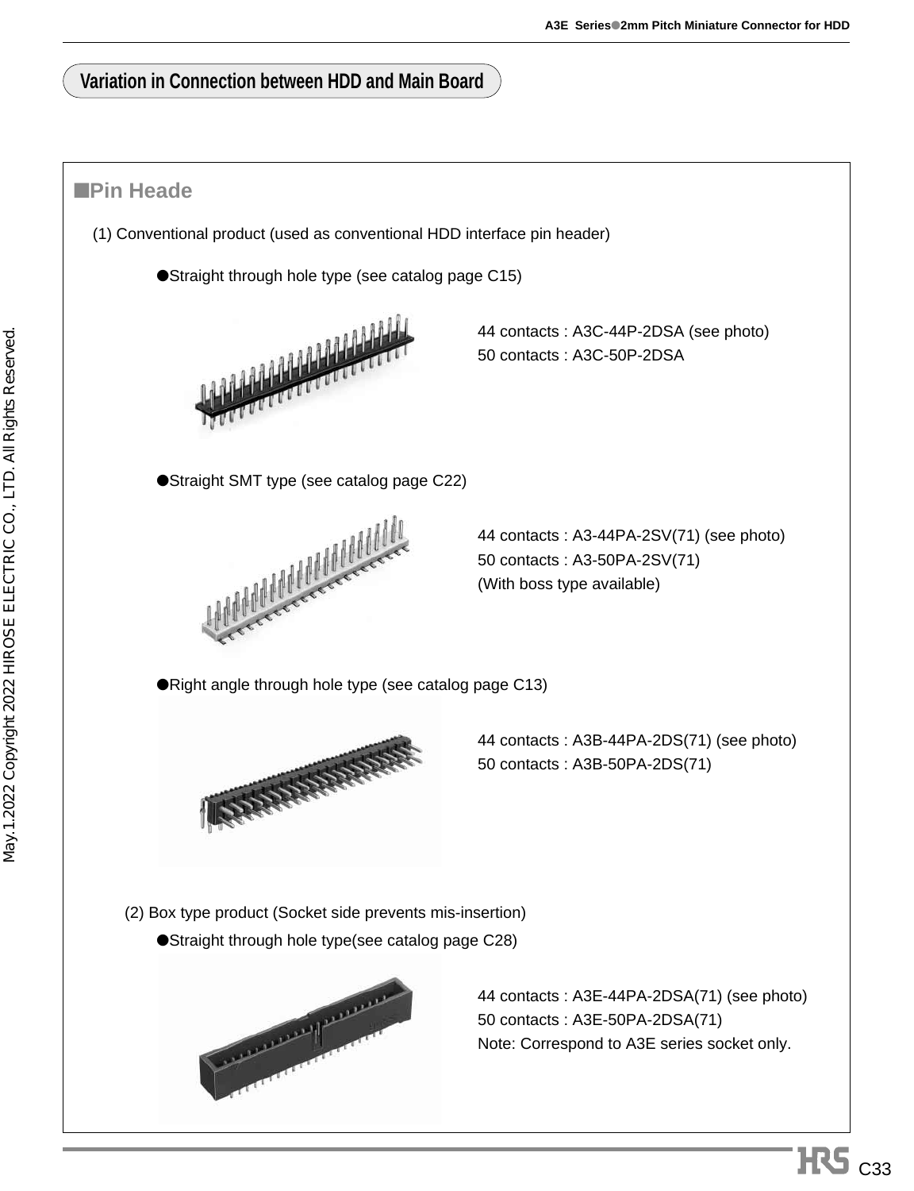## Variation in Connection between HDD and Main Board

### ■Pin Heade

(1) Conventional product (used as conventional HDD interface pin header)

●Straight through hole type (see catalog page C15)

44 contacts : A3C-44P-2DSA (see photo)
50 contacts : A3C-50P-2DSA

●Straight SMT type (see catalog page C22)

44 contacts : A3-44PA-2SV(71) (see photo)
50 contacts : A3-50PA-2SV(71)
(With boss type available)

●Right angle through hole type (see catalog page C13)

44 contacts : A3B-44PA-2DS(71) (see photo)
50 contacts : A3B-50PA-2DS(71)

(2) Box type product (Socket side prevents mis-insertion)

●Straight through hole type(see catalog page C28)

44 contacts : A3E-44PA-2DSA(71) (see photo)
50 contacts : A3E-50PA-2DSA(71)
Note: Correspond to A3E series socket only.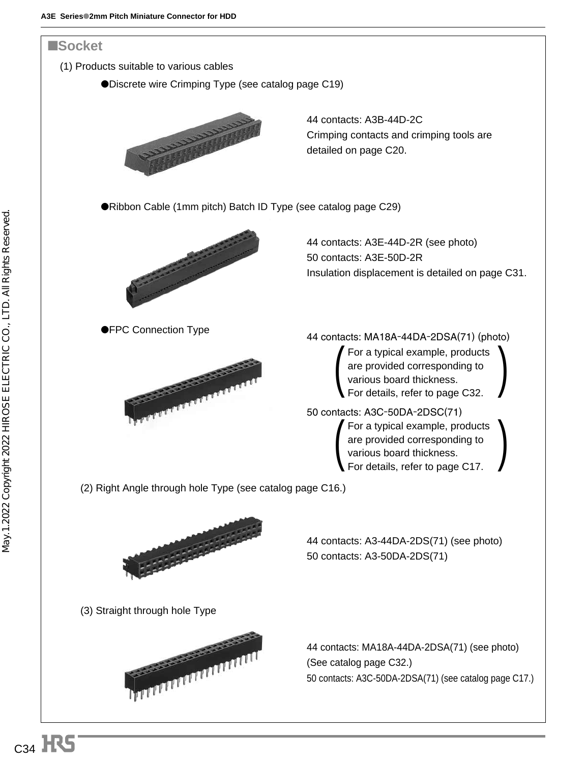## ■Socket

(1) Products suitable to various cables

●Discrete wire Crimping Type (see catalog page C19)

44 contacts: A3B-44D-2C
Crimping contacts and crimping tools are detailed on page C20.

●Ribbon Cable (1mm pitch) Batch ID Type (see catalog page C29)

44 contacts: A3E-44D-2R (see photo)
50 contacts: A3E-50D-2R
Insulation displacement is detailed on page C31.

●FPC Connection Type

44 contacts: MA18A-44DA-2DSA(71) (photo)
(For a typical example, products are provided corresponding to various board thickness. For details, refer to page C32.)

50 contacts: A3C-50DA-2DSC(71)
(For a typical example, products are provided corresponding to various board thickness. For details, refer to page C17.)

(2) Right Angle through hole Type (see catalog page C16.)

44 contacts: A3-44DA-2DS(71) (see photo)
50 contacts: A3-50DA-2DS(71)

(3) Straight through hole Type

44 contacts: MA18A-44DA-2DSA(71) (see photo)
(See catalog page C32.)
50 contacts: A3C-50DA-2DSA(71) (see catalog page C17.)